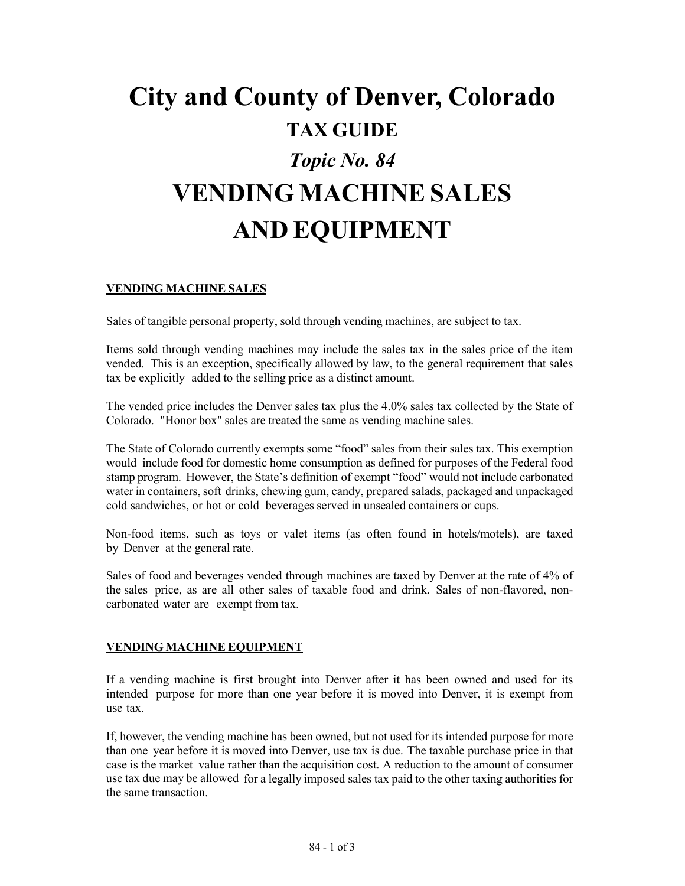# City and County of Denver, Colorado

## TAX GUIDE

## *Topic No. 84*

# VENDING MACHINE SALES AND EQUIPMENT

### VENDING MACHINE SALES

Sales of tangible personal property, sold through vending machines, are subject to tax.

Items sold through vending machines may include the sales tax in the sales price of the item vended. This is an exception, specifically allowed by law, to the general requirement that sales tax be explicitly added to the selling price as a distinct amount.

The vended price includes the Denver sales tax plus the 4.0% sales tax collected by the State of Colorado. "Honor box" sales are treated the same as vending machine sales.

The State of Colorado currently exempts some "food" sales from their sales tax. This exemption would include food for domestic home consumption as defined for purposes of the Federal food stamp program. However, the State's definition of exempt "food" would not include carbonated water in containers, soft drinks, chewing gum, candy, prepared salads, packaged and unpackaged cold sandwiches, or hot or cold beverages served in unsealed containers or cups.

Non-food items, such as toys or valet items (as often found in hotels/motels), are taxed by Denver at the general rate.

Sales of food and beverages vended through machines are taxed by Denver at the rate of 4% of the sales price, as are all other sales of taxable food and drink. Sales of non-flavored, non-carbonated water are exempt from tax.

### VENDING MACHINE EQUIPMENT

If a vending machine is first brought into Denver after it has been owned and used for its intended purpose for more than one year before it is moved into Denver, it is exempt from use tax.

If, however, the vending machine has been owned, but not used for its intended purpose for more than one year before it is moved into Denver, use tax is due. The taxable purchase price in that case is the market value rather than the acquisition cost. A reduction to the amount of consumer use tax due may be allowed for a legally imposed sales tax paid to the other taxing authorities for the same transaction.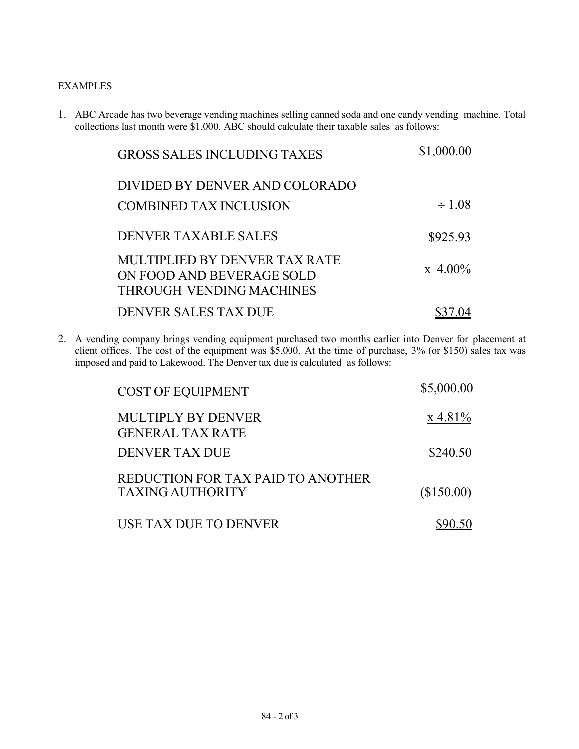EXAMPLES

1. ABC Arcade has two beverage vending machines selling canned soda and one candy vending machine. Total collections last month were $1,000. ABC should calculate their taxable sales as follows:

| | |
|---|---|
| GROSS SALES INCLUDING TAXES | $1,000.00 |
| DIVIDED BY DENVER AND COLORADO COMBINED TAX INCLUSION | ÷ 1.08 |
| DENVER TAXABLE SALES | $925.93 |
| MULTIPLIED BY DENVER TAX RATE ON FOOD AND BEVERAGE SOLD THROUGH VENDING MACHINES | x 4.00% |
| DENVER SALES TAX DUE | $37.04 |

2. A vending company brings vending equipment purchased two months earlier into Denver for placement at client offices. The cost of the equipment was $5,000. At the time of purchase, 3% (or $150) sales tax was imposed and paid to Lakewood. The Denver tax due is calculated as follows:

| | |
|---|---|
| COST OF EQUIPMENT | $5,000.00 |
| MULTIPLY BY DENVER GENERAL TAX RATE | x 4.81% |
| DENVER TAX DUE | $240.50 |
| REDUCTION FOR TAX PAID TO ANOTHER TAXING AUTHORITY | ($150.00) |
| USE TAX DUE TO DENVER | $90.50 |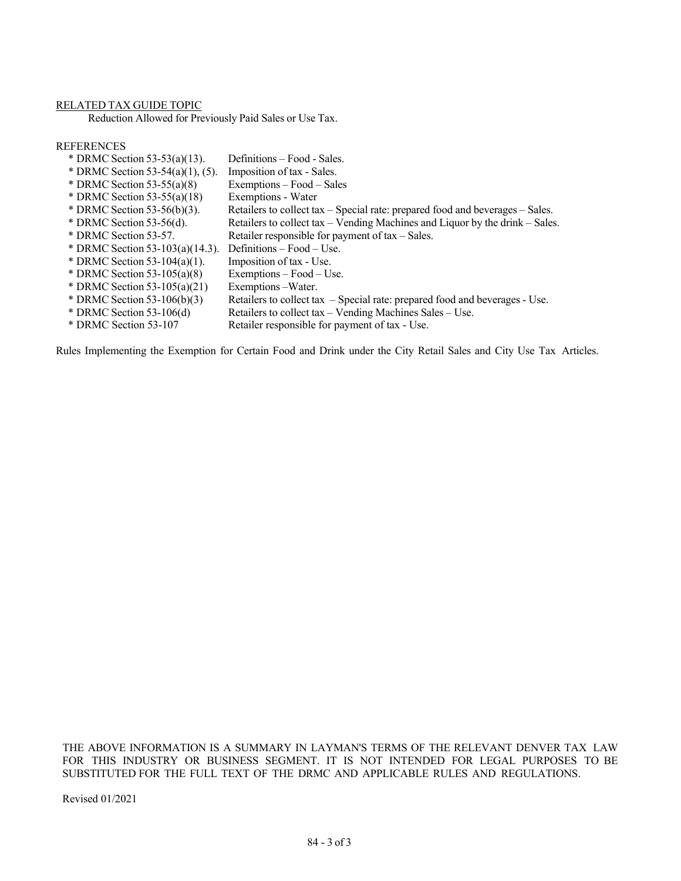RELATED TAX GUIDE TOPIC

Reduction Allowed for Previously Paid Sales or Use Tax.

REFERENCES

| | |
|---|---|
| * DRMC Section 53-53(a)(13). | Definitions – Food - Sales. |
| * DRMC Section 53-54(a)(1), (5). | Imposition of tax - Sales. |
| * DRMC Section 53-55(a)(8) | Exemptions – Food – Sales |
| * DRMC Section 53-55(a)(18) | Exemptions - Water |
| * DRMC Section 53-56(b)(3). | Retailers to collect tax – Special rate: prepared food and beverages – Sales. |
| * DRMC Section 53-56(d). | Retailers to collect tax – Vending Machines and Liquor by the drink – Sales. |
| * DRMC Section 53-57. | Retailer responsible for payment of tax – Sales. |
| * DRMC Section 53-103(a)(14.3). | Definitions – Food – Use. |
| * DRMC Section 53-104(a)(1). | Imposition of tax - Use. |
| * DRMC Section 53-105(a)(8) | Exemptions – Food – Use. |
| * DRMC Section 53-105(a)(21) | Exemptions –Water. |
| * DRMC Section 53-106(b)(3) | Retailers to collect tax – Special rate: prepared food and beverages - Use. |
| * DRMC Section 53-106(d) | Retailers to collect tax – Vending Machines Sales – Use. |
| * DRMC Section 53-107 | Retailer responsible for payment of tax - Use. |

Rules Implementing the Exemption for Certain Food and Drink under the City Retail Sales and City Use Tax Articles.

THE ABOVE INFORMATION IS A SUMMARY IN LAYMAN'S TERMS OF THE RELEVANT DENVER TAX LAW FOR THIS INDUSTRY OR BUSINESS SEGMENT. IT IS NOT INTENDED FOR LEGAL PURPOSES TO BE SUBSTITUTED FOR THE FULL TEXT OF THE DRMC AND APPLICABLE RULES AND REGULATIONS.

Revised 01/2021